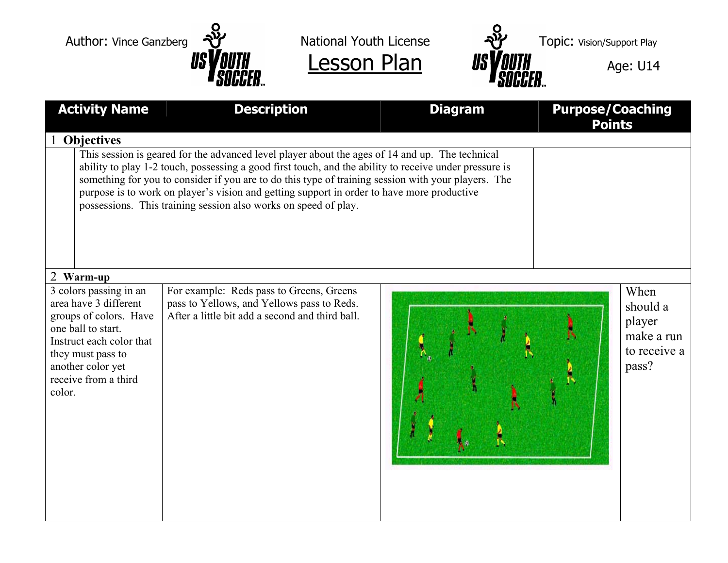Author: Vince Ganzberg

National Youth License

# Lesson Plan

Topic: Vision/Support Play

Age: U14

| Activity Name | Description | Diagram | Purpose/Coaching Points |
|---|---|---|---|
| **1 Objectives** | | | |
| | This session is geared for the advanced level player about the ages of 14 and up. The technical ability to play 1-2 touch, possessing a good first touch, and the ability to receive under pressure is something for you to consider if you are to do this type of training session with your players. The purpose is to work on player's vision and getting support in order to have more productive possessions. This training session also works on speed of play. | | |
| **2 Warm-up** | | | |
| 3 colors passing in an area have 3 different groups of colors. Have one ball to start. Instruct each color that they must pass to another color yet receive from a third color. | For example: Reds pass to Greens, Greens pass to Yellows, and Yellows pass to Reds. After a little bit add a second and third ball. | | When should a player make a run to receive a pass? |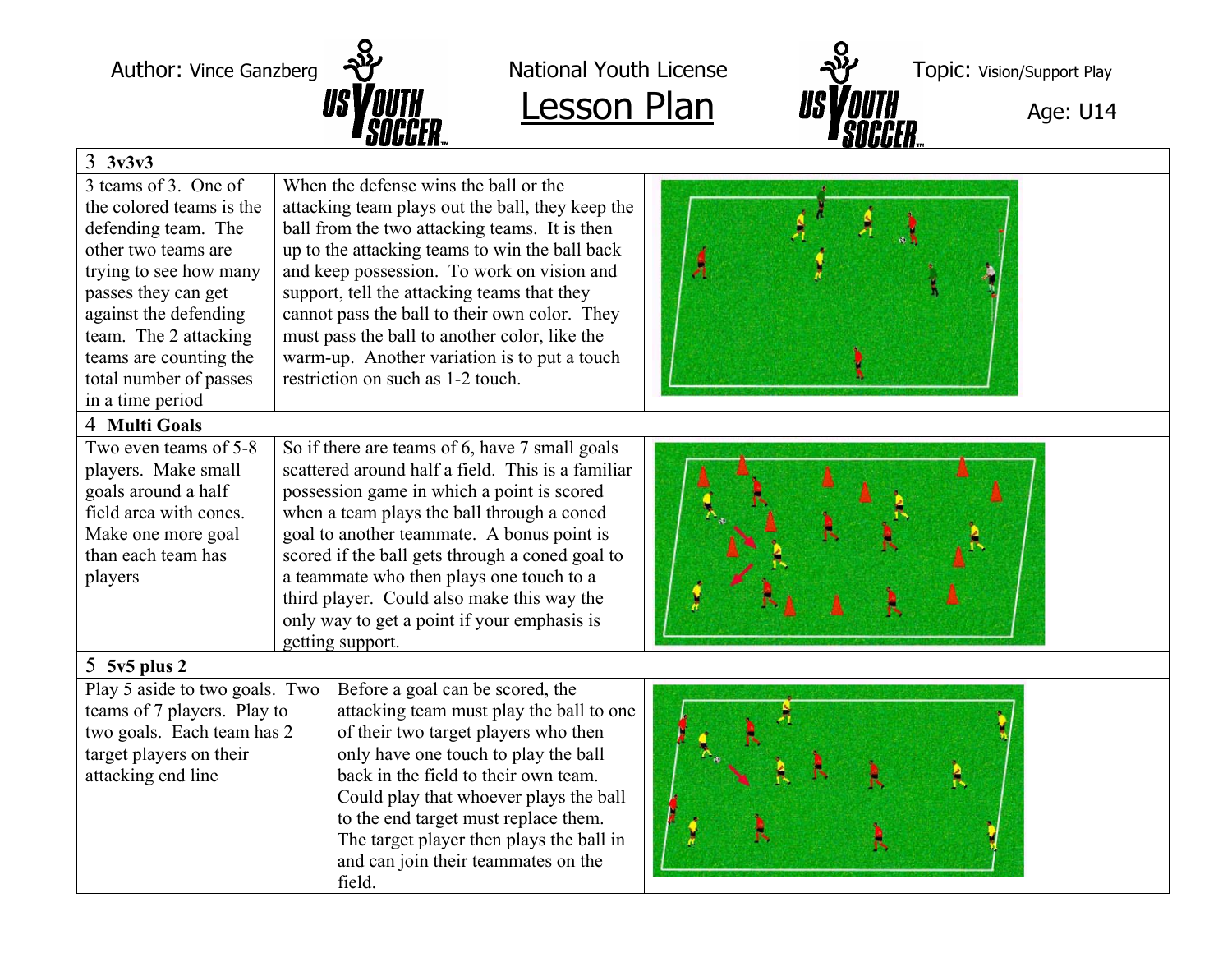Author: Vince Ganzberg

National Youth License

# Lesson Plan

Topic: Vision/Support Play

Age: U14

## 3 3v3v3

| | | |
|---|---|---|
| 3 teams of 3. One of the colored teams is the defending team. The other two teams are trying to see how many passes they can get against the defending team. The 2 attacking teams are counting the total number of passes in a time period | When the defense wins the ball or the attacking team plays out the ball, they keep the ball from the two attacking teams. It is then up to the attacking teams to win the ball back and keep possession. To work on vision and support, tell the attacking teams that they cannot pass the ball to their own color. They must pass the ball to another color, like the warm-up. Another variation is to put a touch restriction on such as 1-2 touch. | |

## 4 Multi Goals

| | | |
|---|---|---|
| Two even teams of 5-8 players. Make small goals around a half field area with cones. Make one more goal than each team has players | So if there are teams of 6, have 7 small goals scattered around half a field. This is a familiar possession game in which a point is scored when a team plays the ball through a coned goal to another teammate. A bonus point is scored if the ball gets through a coned goal to a teammate who then plays one touch to a third player. Could also make this way the only way to get a point if your emphasis is getting support. | |

## 5 5v5 plus 2

| | | |
|---|---|---|
| Play 5 aside to two goals. Two teams of 7 players. Play to two goals. Each team has 2 target players on their attacking end line | Before a goal can be scored, the attacking team must play the ball to one of their two target players who then only have one touch to play the ball back in the field to their own team. Could play that whoever plays the ball to the end target must replace them. The target player then plays the ball in and can join their teammates on the field. | |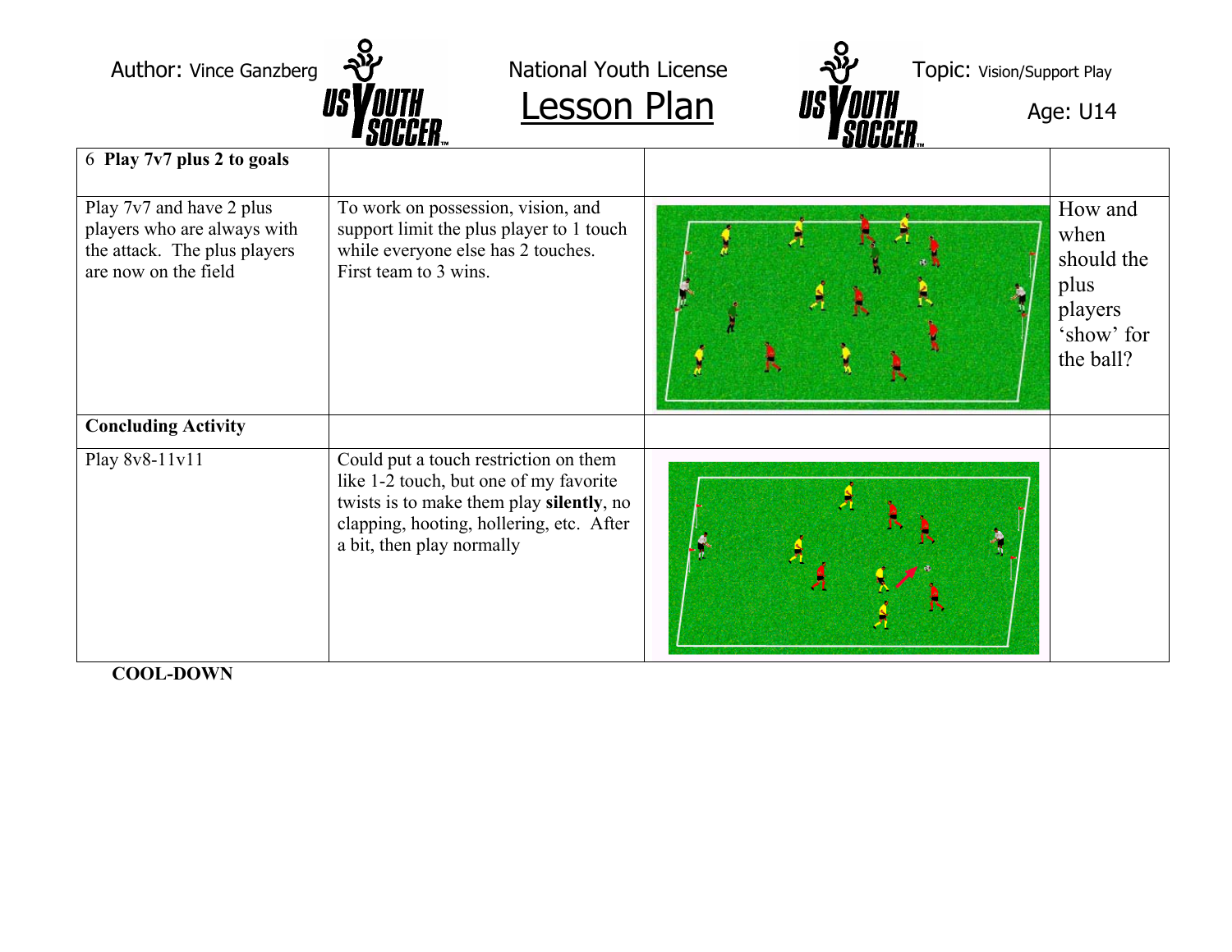Author: Vince Ganzberg

National Youth License

# Lesson Plan

Topic: Vision/Support Play

Age: U14

| | | | |
|---|---|---|---|
| 6 **Play 7v7 plus 2 to goals** | | | |
| Play 7v7 and have 2 plus players who are always with the attack. The plus players are now on the field | To work on possession, vision, and support limit the plus player to 1 touch while everyone else has 2 touches. First team to 3 wins. | | How and when should the plus players 'show' for the ball? |
| **Concluding Activity** | | | |
| Play 8v8-11v11 | Could put a touch restriction on them like 1-2 touch, but one of my favorite twists is to make them play **silently**, no clapping, hooting, hollering, etc. After a bit, then play normally | | |

**COOL-DOWN**